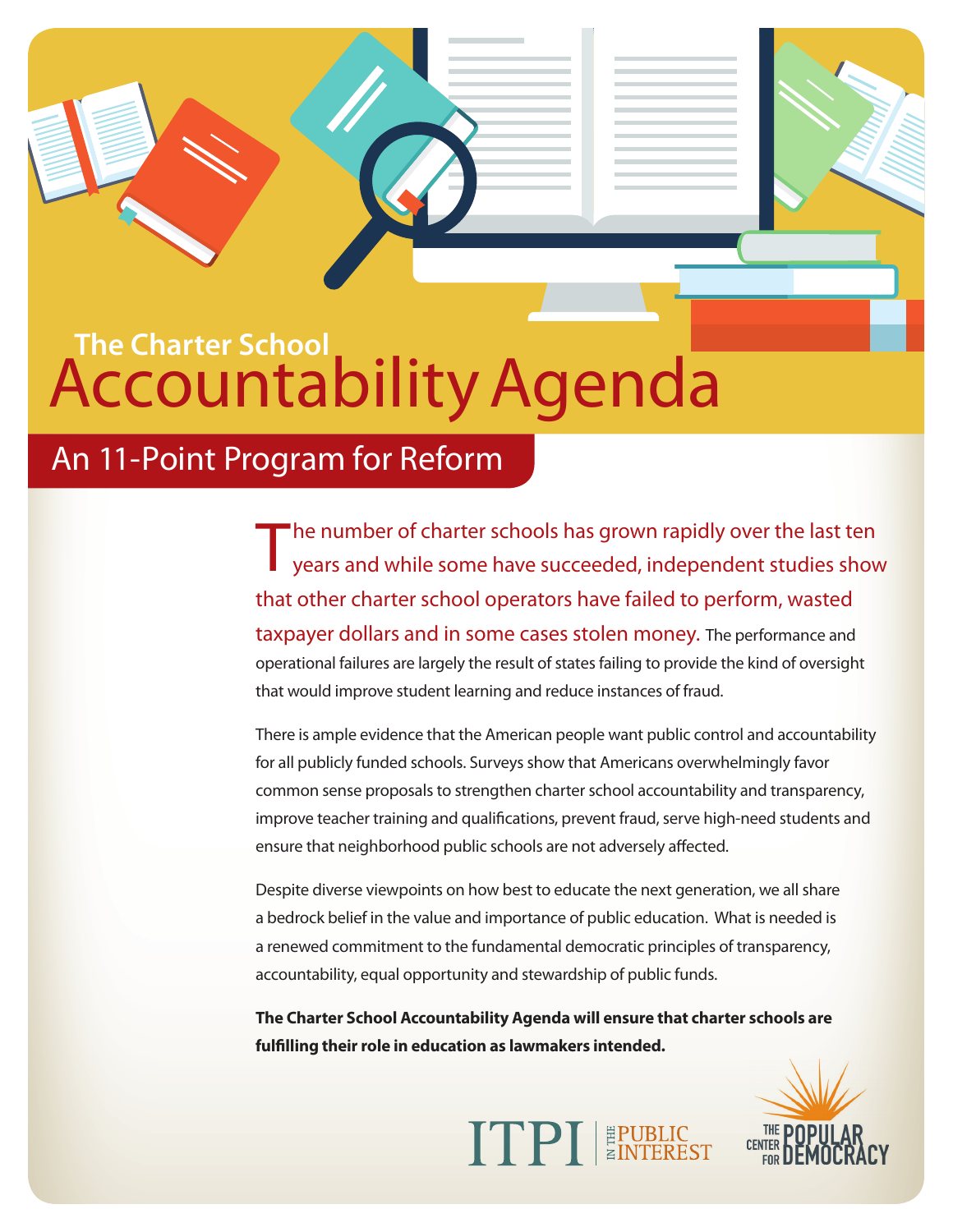# The Charter School Accountability Agenda

## An 11-Point Program for Reform

The number of charter schools has grown rapidly over the last ten years and while some have succeeded, independent studies show that other charter school operators have failed to perform, wasted taxpayer dollars and in some cases stolen money. The performance and operational failures are largely the result of states failing to provide the kind of oversight that would improve student learning and reduce instances of fraud.

There is ample evidence that the American people want public control and accountability for all publicly funded schools. Surveys show that Americans overwhelmingly favor common sense proposals to strengthen charter school accountability and transparency, improve teacher training and qualifications, prevent fraud, serve high-need students and ensure that neighborhood public schools are not adversely affected.

Despite diverse viewpoints on how best to educate the next generation, we all share a bedrock belief in the value and importance of public education. What is needed is a renewed commitment to the fundamental democratic principles of transparency, accountability, equal opportunity and stewardship of public funds.

**The Charter School Accountability Agenda will ensure that charter schools are fulfilling their role in education as lawmakers intended.**

ITPI | IN THE PUBLIC INTEREST

THE CENTER FOR POPULAR DEMOCRACY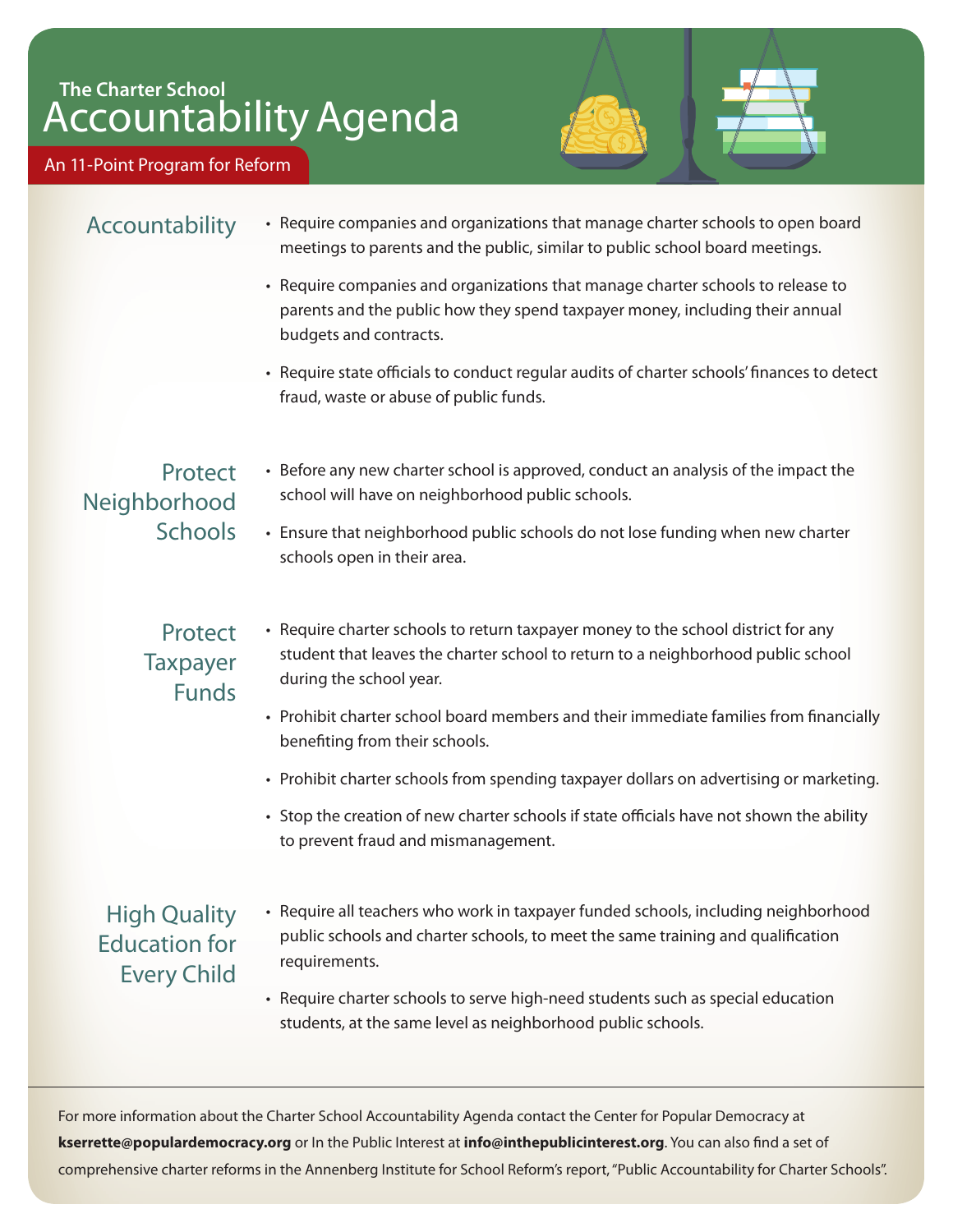The Charter School

# Accountability Agenda

An 11-Point Program for Reform

## Accountability

- Require companies and organizations that manage charter schools to open board meetings to parents and the public, similar to public school board meetings.
- Require companies and organizations that manage charter schools to release to parents and the public how they spend taxpayer money, including their annual budgets and contracts.
- Require state officials to conduct regular audits of charter schools' finances to detect fraud, waste or abuse of public funds.

## Protect Neighborhood Schools

- Before any new charter school is approved, conduct an analysis of the impact the school will have on neighborhood public schools.
- Ensure that neighborhood public schools do not lose funding when new charter schools open in their area.

## Protect Taxpayer Funds

- Require charter schools to return taxpayer money to the school district for any student that leaves the charter school to return to a neighborhood public school during the school year.
- Prohibit charter school board members and their immediate families from financially benefiting from their schools.
- Prohibit charter schools from spending taxpayer dollars on advertising or marketing.
- Stop the creation of new charter schools if state officials have not shown the ability to prevent fraud and mismanagement.

## High Quality Education for Every Child

- Require all teachers who work in taxpayer funded schools, including neighborhood public schools and charter schools, to meet the same training and qualification requirements.
- Require charter schools to serve high-need students such as special education students, at the same level as neighborhood public schools.

---

For more information about the Charter School Accountability Agenda contact the Center for Popular Democracy at **kserrette@populardemocracy.org** or In the Public Interest at **info@inthepublicinterest.org**. You can also find a set of comprehensive charter reforms in the Annenberg Institute for School Reform's report, "Public Accountability for Charter Schools".